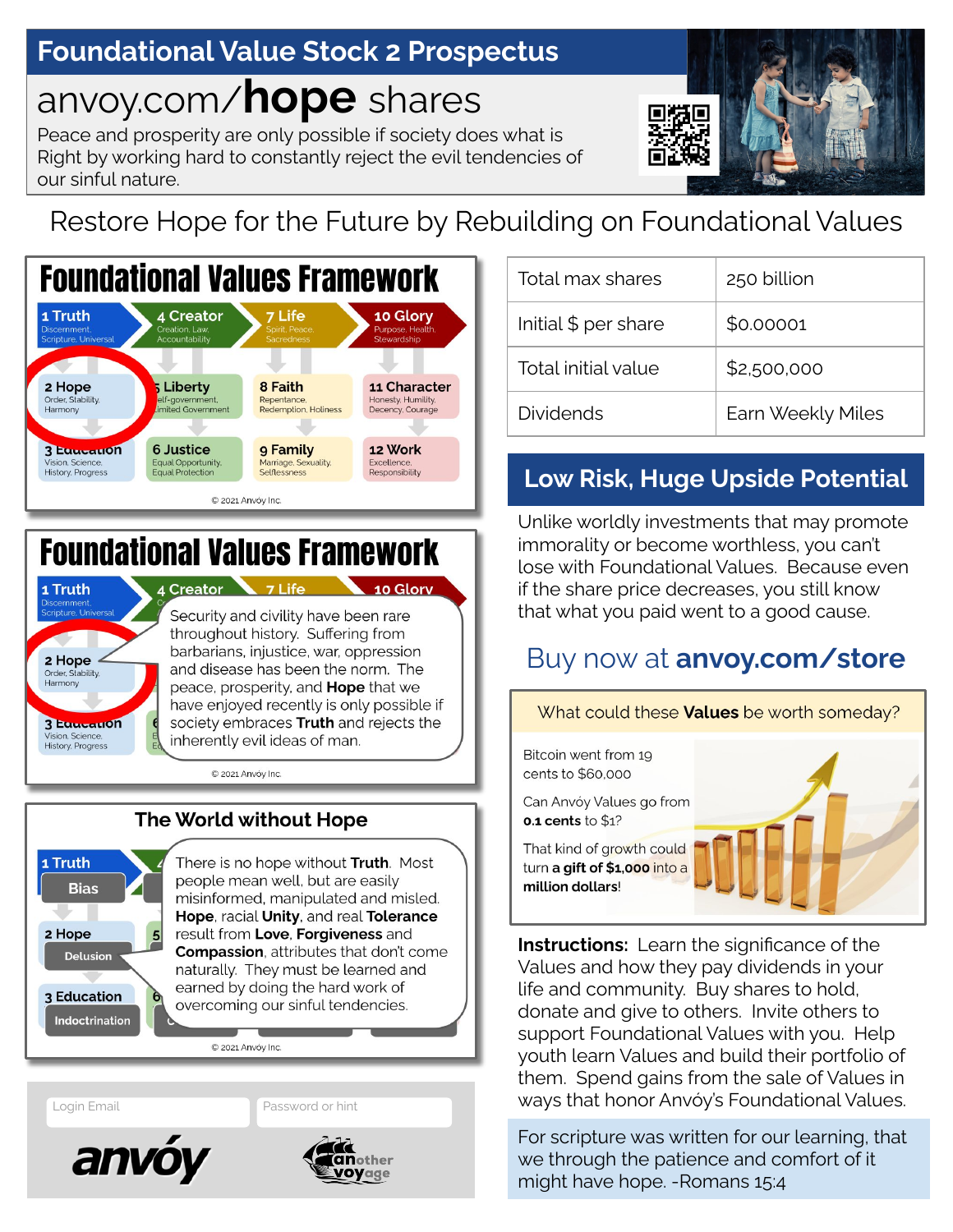# Foundational Value Stock 2 Prospectus

## anvoy.com/**hope** shares

Peace and prosperity are only possible if society does what is Right by working hard to constantly reject the evil tendencies of our sinful nature.

## Restore Hope for the Future by Rebuilding on Foundational Values

### Foundational Values Framework

- **1 Truth** – Discernment, Scripture, Universal
- **4 Creator** – Creation, Law, Accountability
- **7 Life** – Spirit, Peace, Sacredness
- **10 Glory** – Purpose, Health, Stewardship
- **2 Hope** – Order, Stability, Harmony
- **5 Liberty** – Self-government, Limited Government
- **8 Faith** – Repentance, Redemption, Holiness
- **11 Character** – Honesty, Humility, Decency, Courage
- **3 Education** – Vision, Science, History, Progress
- **6 Justice** – Equal Opportunity, Equal Protection
- **9 Family** – Marriage, Sexuality, Selflessness
- **12 Work** – Excellence, Responsibility

© 2021 Anvóy Inc.

### Foundational Values Framework

Security and civility have been rare throughout history. Suffering from barbarians, injustice, war, oppression and disease has been the norm. The peace, prosperity, and **Hope** that we have enjoyed recently is only possible if society embraces **Truth** and rejects the inherently evil ideas of man.

© 2021 Anvóy Inc.

### The World without Hope

- 1 Truth – Bias
- 2 Hope – Delusion
- 3 Education – Indoctrination

There is no hope without **Truth**. Most people mean well, but are easily misinformed, manipulated and misled. **Hope**, racial **Unity**, and real **Tolerance** result from **Love**, **Forgiveness** and **Compassion**, attributes that don't come naturally. They must be learned and earned by doing the hard work of overcoming our sinful tendencies.

© 2021 Anvóy Inc.

| | |
|---|---|
| Total max shares | 250 billion |
| Initial $ per share | $0.00001 |
| Total initial value | $2,500,000 |
| Dividends | Earn Weekly Miles |

## Low Risk, Huge Upside Potential

Unlike worldly investments that may promote immorality or become worthless, you can't lose with Foundational Values. Because even if the share price decreases, you still know that what you paid went to a good cause.

## Buy now at **anvoy.com/store**

What could these **Values** be worth someday?

Bitcoin went from 19 cents to $60,000

Can Anvóy Values go from **0.1 cents** to $1?

That kind of growth could turn **a gift of $1,000** into a **million dollars!**

**Instructions:** Learn the significance of the Values and how they pay dividends in your life and community. Buy shares to hold, donate and give to others. Invite others to support Foundational Values with you. Help youth learn Values and build their portfolio of them. Spend gains from the sale of Values in ways that honor Anvóy's Foundational Values.

For scripture was written for our learning, that we through the patience and comfort of it might have hope. -Romans 15:4

Login Email | Password or hint

anvóy — another voyage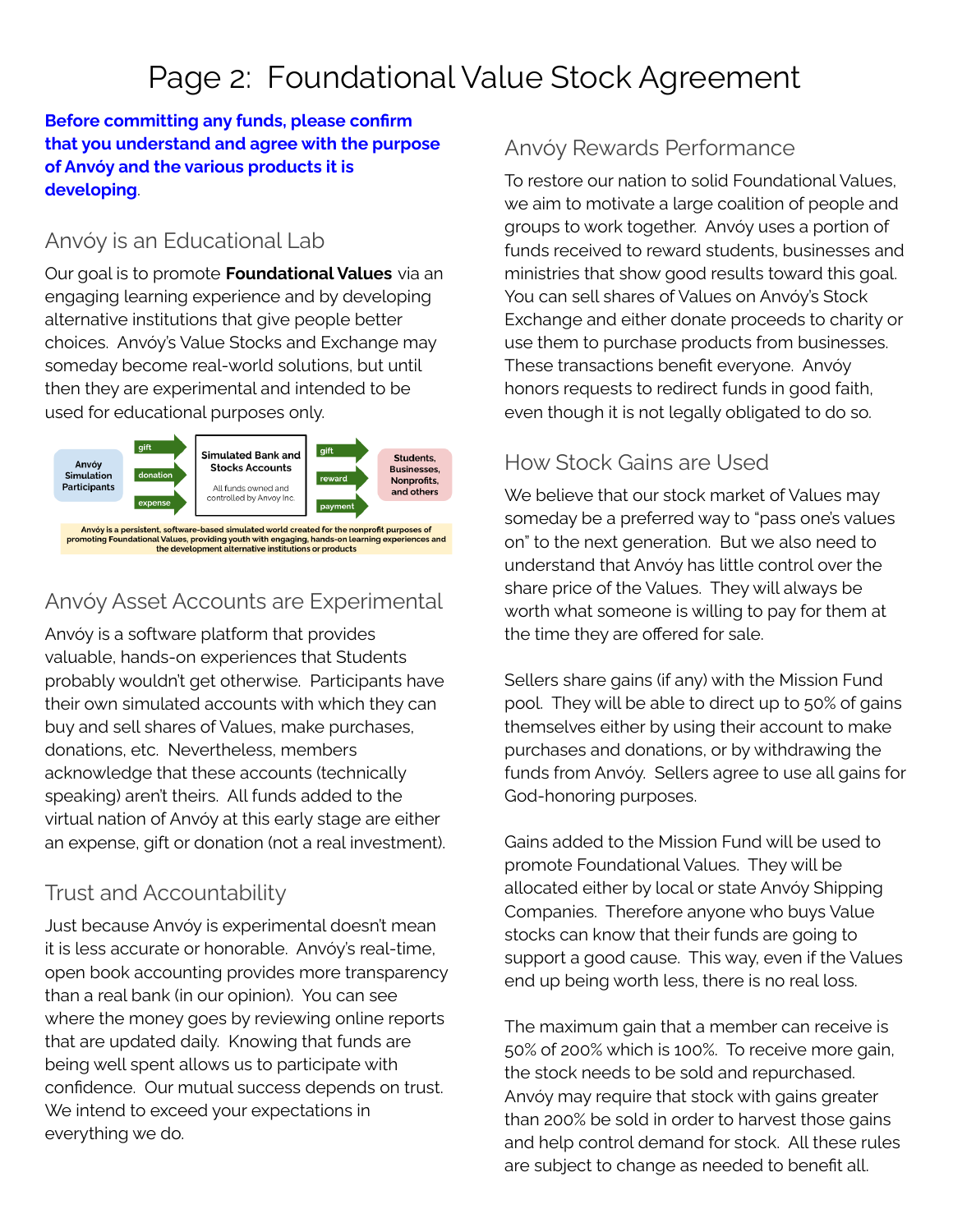# Page 2: Foundational Value Stock Agreement

**Before committing any funds, please confirm that you understand and agree with the purpose of Anvóy and the various products it is developing**.

## Anvóy is an Educational Lab

Our goal is to promote **Foundational Values** via an engaging learning experience and by developing alternative institutions that give people better choices. Anvóy's Value Stocks and Exchange may someday become real-world solutions, but until then they are experimental and intended to be used for educational purposes only.

Anvóy Simulation Participants

gift

donation

expense

Simulated Bank and Stocks Accounts

All funds owned and controlled by Anvoy Inc.

gift

reward

payment

Students, Businesses, Nonprofits, and others

Anvóy is a persistent, software-based simulated world created for the nonprofit purposes of promoting Foundational Values, providing youth with engaging, hands-on learning experiences and the development alternative institutions or products

## Anvóy Asset Accounts are Experimental

Anvóy is a software platform that provides valuable, hands-on experiences that Students probably wouldn't get otherwise. Participants have their own simulated accounts with which they can buy and sell shares of Values, make purchases, donations, etc. Nevertheless, members acknowledge that these accounts (technically speaking) aren't theirs. All funds added to the virtual nation of Anvóy at this early stage are either an expense, gift or donation (not a real investment).

## Trust and Accountability

Just because Anvóy is experimental doesn't mean it is less accurate or honorable. Anvóy's real-time, open book accounting provides more transparency than a real bank (in our opinion). You can see where the money goes by reviewing online reports that are updated daily. Knowing that funds are being well spent allows us to participate with confidence. Our mutual success depends on trust. We intend to exceed your expectations in everything we do.

## Anvóy Rewards Performance

To restore our nation to solid Foundational Values, we aim to motivate a large coalition of people and groups to work together. Anvóy uses a portion of funds received to reward students, businesses and ministries that show good results toward this goal. You can sell shares of Values on Anvóy's Stock Exchange and either donate proceeds to charity or use them to purchase products from businesses. These transactions benefit everyone. Anvóy honors requests to redirect funds in good faith, even though it is not legally obligated to do so.

## How Stock Gains are Used

We believe that our stock market of Values may someday be a preferred way to "pass one's values on" to the next generation. But we also need to understand that Anvóy has little control over the share price of the Values. They will always be worth what someone is willing to pay for them at the time they are offered for sale.

Sellers share gains (if any) with the Mission Fund pool. They will be able to direct up to 50% of gains themselves either by using their account to make purchases and donations, or by withdrawing the funds from Anvóy. Sellers agree to use all gains for God-honoring purposes.

Gains added to the Mission Fund will be used to promote Foundational Values. They will be allocated either by local or state Anvóy Shipping Companies. Therefore anyone who buys Value stocks can know that their funds are going to support a good cause. This way, even if the Values end up being worth less, there is no real loss.

The maximum gain that a member can receive is 50% of 200% which is 100%. To receive more gain, the stock needs to be sold and repurchased. Anvóy may require that stock with gains greater than 200% be sold in order to harvest those gains and help control demand for stock. All these rules are subject to change as needed to benefit all.